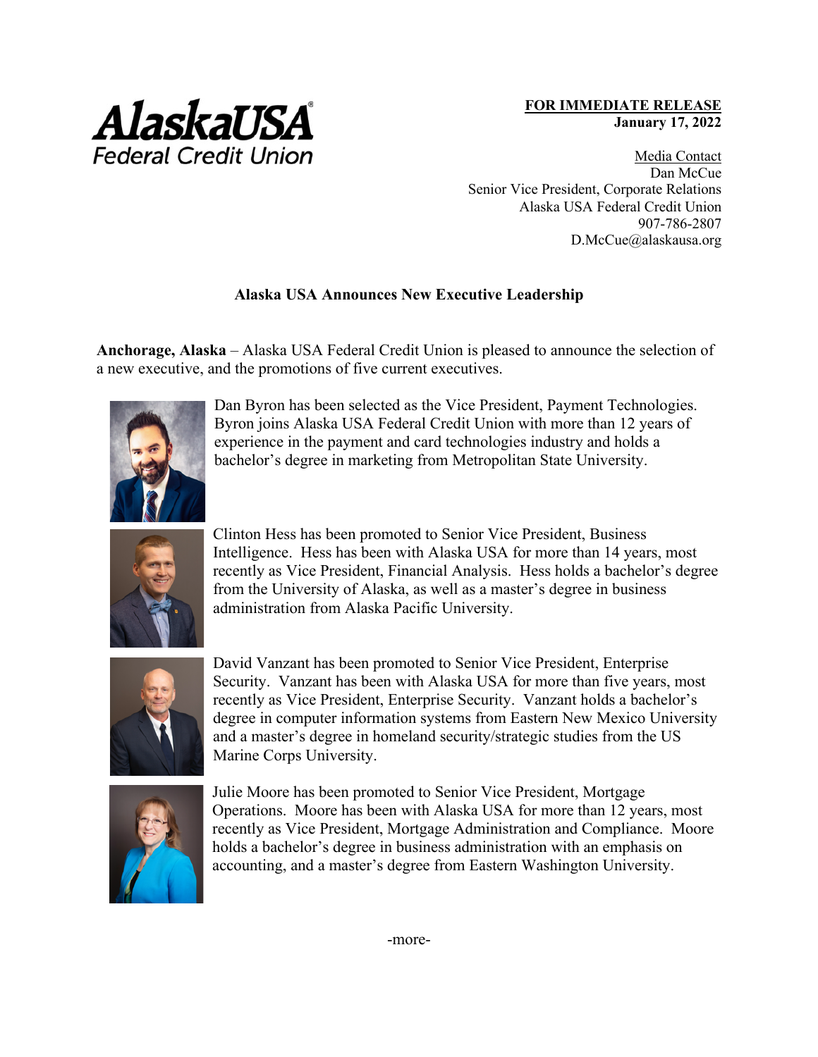AlaskaUSA®
Federal Credit Union

**FOR IMMEDIATE RELEASE**
**January 17, 2022**

Media Contact
Dan McCue
Senior Vice President, Corporate Relations
Alaska USA Federal Credit Union
907-786-2807
D.McCue@alaskausa.org

## Alaska USA Announces New Executive Leadership

**Anchorage, Alaska** – Alaska USA Federal Credit Union is pleased to announce the selection of a new executive, and the promotions of five current executives.

Dan Byron has been selected as the Vice President, Payment Technologies. Byron joins Alaska USA Federal Credit Union with more than 12 years of experience in the payment and card technologies industry and holds a bachelor's degree in marketing from Metropolitan State University.

Clinton Hess has been promoted to Senior Vice President, Business Intelligence. Hess has been with Alaska USA for more than 14 years, most recently as Vice President, Financial Analysis. Hess holds a bachelor's degree from the University of Alaska, as well as a master's degree in business administration from Alaska Pacific University.

David Vanzant has been promoted to Senior Vice President, Enterprise Security. Vanzant has been with Alaska USA for more than five years, most recently as Vice President, Enterprise Security. Vanzant holds a bachelor's degree in computer information systems from Eastern New Mexico University and a master's degree in homeland security/strategic studies from the US Marine Corps University.

Julie Moore has been promoted to Senior Vice President, Mortgage Operations. Moore has been with Alaska USA for more than 12 years, most recently as Vice President, Mortgage Administration and Compliance. Moore holds a bachelor's degree in business administration with an emphasis on accounting, and a master's degree from Eastern Washington University.

-more-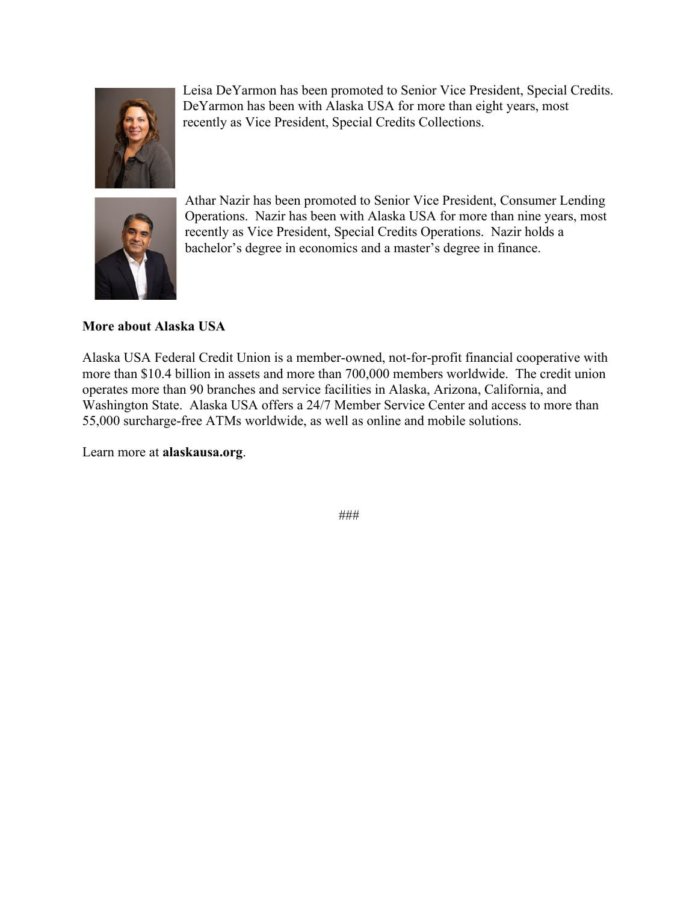Leisa DeYarmon has been promoted to Senior Vice President, Special Credits. DeYarmon has been with Alaska USA for more than eight years, most recently as Vice President, Special Credits Collections.

Athar Nazir has been promoted to Senior Vice President, Consumer Lending Operations. Nazir has been with Alaska USA for more than nine years, most recently as Vice President, Special Credits Operations. Nazir holds a bachelor's degree in economics and a master's degree in finance.

**More about Alaska USA**

Alaska USA Federal Credit Union is a member-owned, not-for-profit financial cooperative with more than $10.4 billion in assets and more than 700,000 members worldwide. The credit union operates more than 90 branches and service facilities in Alaska, Arizona, California, and Washington State. Alaska USA offers a 24/7 Member Service Center and access to more than 55,000 surcharge-free ATMs worldwide, as well as online and mobile solutions.

Learn more at **alaskausa.org**.

###